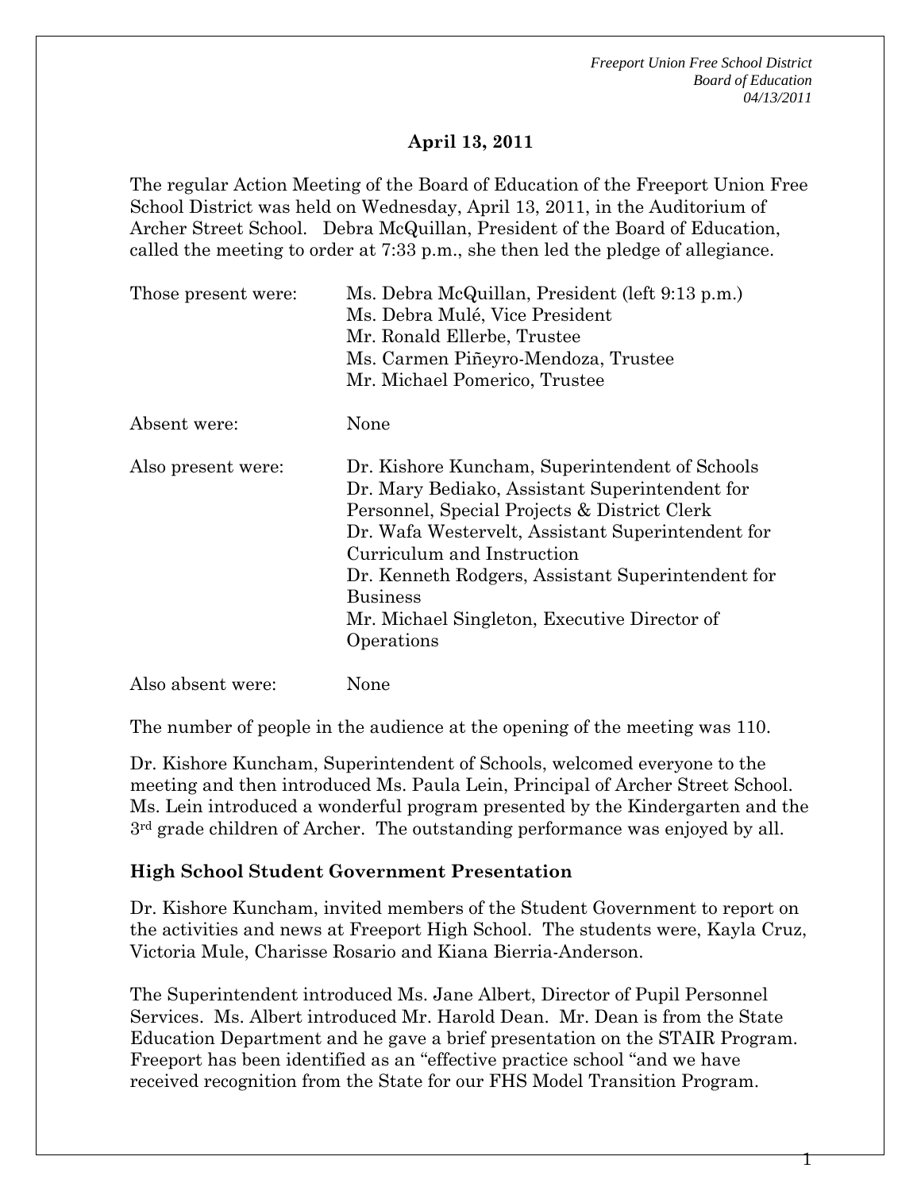## April 13, 2011

The regular Action Meeting of the Board of Education of the Freeport Union Free School District was held on Wednesday, April 13, 2011, in the Auditorium of Archer Street School. Debra McQuillan, President of the Board of Education, called the meeting to order at 7:33 p.m., she then led the pledge of allegiance.

| | |
|---|---|
| Those present were: | Ms. Debra McQuillan, President (left 9:13 p.m.)<br>Ms. Debra Mulé, Vice President<br>Mr. Ronald Ellerbe, Trustee<br>Ms. Carmen Piñeyro-Mendoza, Trustee<br>Mr. Michael Pomerico, Trustee |
| Absent were: | None |
| Also present were: | Dr. Kishore Kuncham, Superintendent of Schools<br>Dr. Mary Bediako, Assistant Superintendent for Personnel, Special Projects & District Clerk<br>Dr. Wafa Westervelt, Assistant Superintendent for Curriculum and Instruction<br>Dr. Kenneth Rodgers, Assistant Superintendent for Business<br>Mr. Michael Singleton, Executive Director of Operations |
| Also absent were: | None |

The number of people in the audience at the opening of the meeting was 110.

Dr. Kishore Kuncham, Superintendent of Schools, welcomed everyone to the meeting and then introduced Ms. Paula Lein, Principal of Archer Street School. Ms. Lein introduced a wonderful program presented by the Kindergarten and the 3rd grade children of Archer. The outstanding performance was enjoyed by all.

**High School Student Government Presentation**

Dr. Kishore Kuncham, invited members of the Student Government to report on the activities and news at Freeport High School. The students were, Kayla Cruz, Victoria Mule, Charisse Rosario and Kiana Bierria-Anderson.

The Superintendent introduced Ms. Jane Albert, Director of Pupil Personnel Services. Ms. Albert introduced Mr. Harold Dean. Mr. Dean is from the State Education Department and he gave a brief presentation on the STAIR Program. Freeport has been identified as an "effective practice school "and we have received recognition from the State for our FHS Model Transition Program.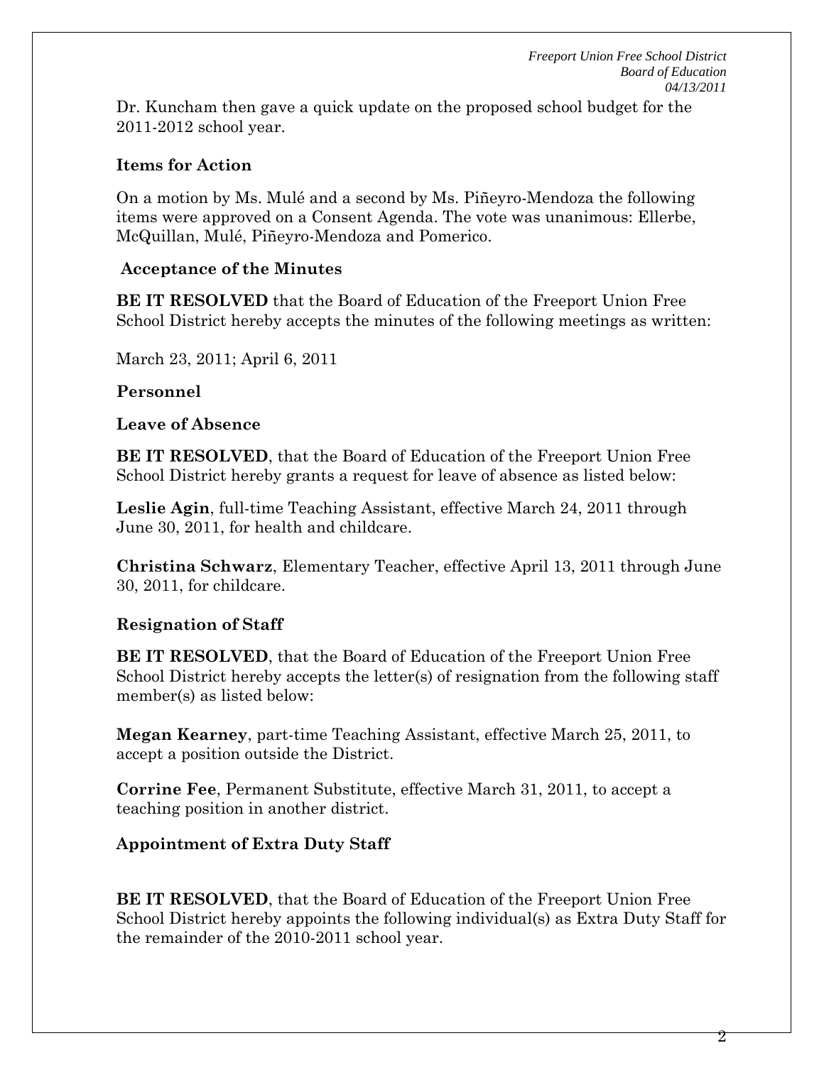Dr. Kuncham then gave a quick update on the proposed school budget for the 2011-2012 school year.

## Items for Action

On a motion by Ms. Mulé and a second by Ms. Piñeyro-Mendoza the following items were approved on a Consent Agenda. The vote was unanimous: Ellerbe, McQuillan, Mulé, Piñeyro-Mendoza and Pomerico.

### Acceptance of the Minutes

**BE IT RESOLVED** that the Board of Education of the Freeport Union Free School District hereby accepts the minutes of the following meetings as written:

March 23, 2011; April 6, 2011

### Personnel

### Leave of Absence

**BE IT RESOLVED**, that the Board of Education of the Freeport Union Free School District hereby grants a request for leave of absence as listed below:

**Leslie Agin**, full-time Teaching Assistant, effective March 24, 2011 through June 30, 2011, for health and childcare.

**Christina Schwarz**, Elementary Teacher, effective April 13, 2011 through June 30, 2011, for childcare.

### Resignation of Staff

**BE IT RESOLVED**, that the Board of Education of the Freeport Union Free School District hereby accepts the letter(s) of resignation from the following staff member(s) as listed below:

**Megan Kearney**, part-time Teaching Assistant, effective March 25, 2011, to accept a position outside the District.

**Corrine Fee**, Permanent Substitute, effective March 31, 2011, to accept a teaching position in another district.

### Appointment of Extra Duty Staff

**BE IT RESOLVED**, that the Board of Education of the Freeport Union Free School District hereby appoints the following individual(s) as Extra Duty Staff for the remainder of the 2010-2011 school year.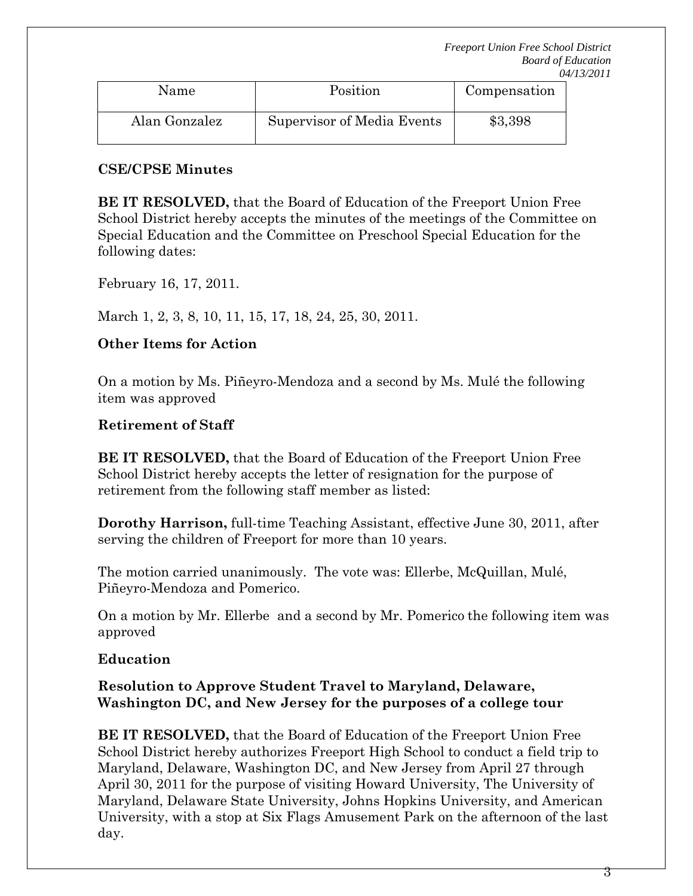| Name | Position | Compensation |
| --- | --- | --- |
| Alan Gonzalez | Supervisor of Media Events | $3,398 |

**CSE/CPSE Minutes**

**BE IT RESOLVED,** that the Board of Education of the Freeport Union Free School District hereby accepts the minutes of the meetings of the Committee on Special Education and the Committee on Preschool Special Education for the following dates:

February 16, 17, 2011.

March 1, 2, 3, 8, 10, 11, 15, 17, 18, 24, 25, 30, 2011.

**Other Items for Action**

On a motion by Ms. Piñeyro-Mendoza and a second by Ms. Mulé the following item was approved

**Retirement of Staff**

**BE IT RESOLVED,** that the Board of Education of the Freeport Union Free School District hereby accepts the letter of resignation for the purpose of retirement from the following staff member as listed:

**Dorothy Harrison,** full-time Teaching Assistant, effective June 30, 2011, after serving the children of Freeport for more than 10 years.

The motion carried unanimously. The vote was: Ellerbe, McQuillan, Mulé, Piñeyro-Mendoza and Pomerico.

On a motion by Mr. Ellerbe and a second by Mr. Pomerico the following item was approved

**Education**

**Resolution to Approve Student Travel to Maryland, Delaware, Washington DC, and New Jersey for the purposes of a college tour**

**BE IT RESOLVED,** that the Board of Education of the Freeport Union Free School District hereby authorizes Freeport High School to conduct a field trip to Maryland, Delaware, Washington DC, and New Jersey from April 27 through April 30, 2011 for the purpose of visiting Howard University, The University of Maryland, Delaware State University, Johns Hopkins University, and American University, with a stop at Six Flags Amusement Park on the afternoon of the last day.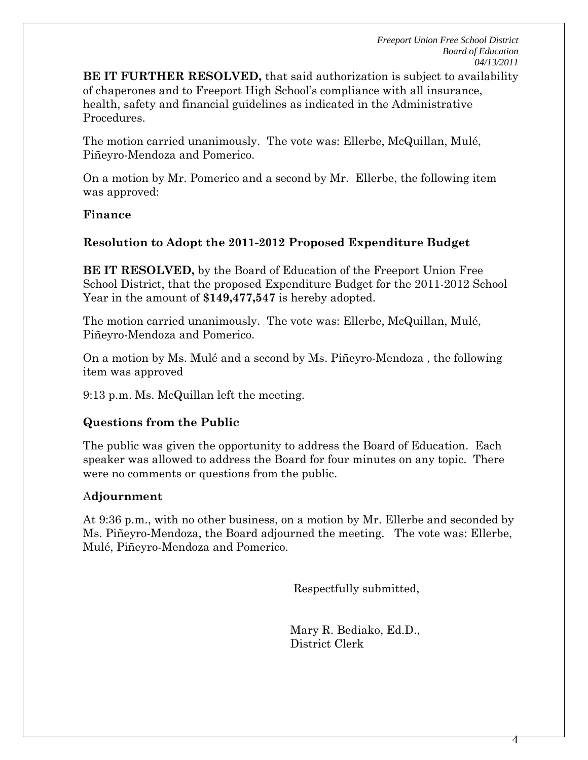**BE IT FURTHER RESOLVED,** that said authorization is subject to availability of chaperones and to Freeport High School's compliance with all insurance, health, safety and financial guidelines as indicated in the Administrative Procedures.

The motion carried unanimously. The vote was: Ellerbe, McQuillan, Mulé, Piñeyro-Mendoza and Pomerico.

On a motion by Mr. Pomerico and a second by Mr. Ellerbe, the following item was approved:

**Finance**

**Resolution to Adopt the 2011-2012 Proposed Expenditure Budget**

**BE IT RESOLVED,** by the Board of Education of the Freeport Union Free School District, that the proposed Expenditure Budget for the 2011-2012 School Year in the amount of **$149,477,547** is hereby adopted.

The motion carried unanimously. The vote was: Ellerbe, McQuillan, Mulé, Piñeyro-Mendoza and Pomerico.

On a motion by Ms. Mulé and a second by Ms. Piñeyro-Mendoza , the following item was approved

9:13 p.m. Ms. McQuillan left the meeting.

**Questions from the Public**

The public was given the opportunity to address the Board of Education. Each speaker was allowed to address the Board for four minutes on any topic. There were no comments or questions from the public.

**Adjournment**

At 9:36 p.m., with no other business, on a motion by Mr. Ellerbe and seconded by Ms. Piñeyro-Mendoza, the Board adjourned the meeting. The vote was: Ellerbe, Mulé, Piñeyro-Mendoza and Pomerico.

Respectfully submitted,

Mary R. Bediako, Ed.D.,
District Clerk